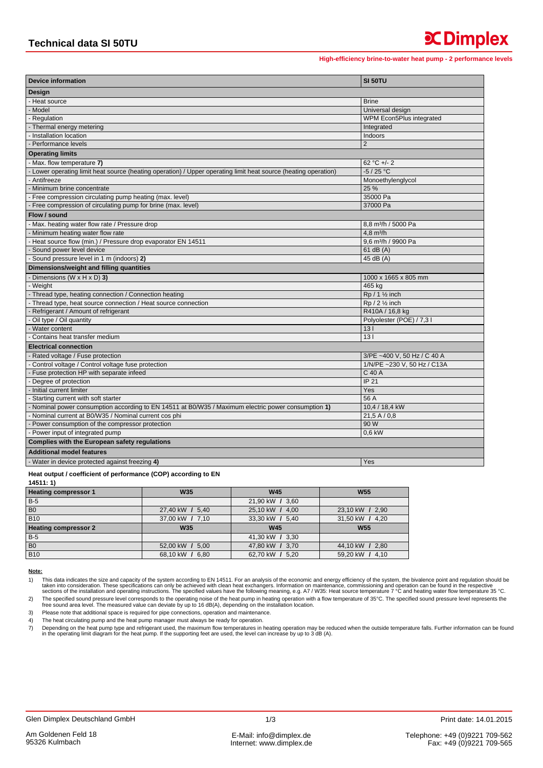# Technical data SI 50TU

**High-efficiency brine-to-water heat pump - 2 performance levels**

| **Device information** | **SI 50TU** |
|---|---|
| **Design** | |
| - Heat source | Brine |
| - Model | Universal design |
| - Regulation | WPM Econ5Plus integrated |
| - Thermal energy metering | Integrated |
| - Installation location | Indoors |
| - Performance levels | 2 |
| **Operating limits** | |
| - Max. flow temperature **7)** | 62 °C +/- 2 |
| - Lower operating limit heat source (heating operation) / Upper operating limit heat source (heating operation) | -5 / 25 °C |
| - Antifreeze | Monoethylenglycol |
| - Minimum brine concentrate | 25 % |
| - Free compression circulating pump heating (max. level) | 35000 Pa |
| - Free compression of circulating pump for brine (max. level) | 37000 Pa |
| **Flow / sound** | |
| - Max. heating water flow rate / Pressure drop | 8,8 m³/h / 5000 Pa |
| - Minimum heating water flow rate | 4,8 m³/h |
| - Heat source flow (min.) / Pressure drop evaporator EN 14511 | 9,6 m³/h / 9900 Pa |
| - Sound power level device | 61 dB (A) |
| - Sound pressure level in 1 m (indoors) **2)** | 45 dB (A) |
| **Dimensions/weight and filling quantities** | |
| - Dimensions (W x H x D) **3)** | 1000 x 1665 x 805 mm |
| - Weight | 465 kg |
| - Thread type, heating connection / Connection heating | Rp / 1 ½ inch |
| - Thread type, heat source connection / Heat source connection | Rp / 2 ½ inch |
| - Refrigerant / Amount of refrigerant | R410A / 16,8 kg |
| - Oil type / Oil quantity | Polyolester (POE) / 7,3 l |
| - Water content | 13 l |
| - Contains heat transfer medium | 13 l |
| **Electrical connection** | |
| - Rated voltage / Fuse protection | 3/PE ~400 V, 50 Hz / C 40 A |
| - Control voltage / Control voltage fuse protection | 1/N/PE ~230 V, 50 Hz / C13A |
| - Fuse protection HP with separate infeed | C 40 A |
| - Degree of protection | IP 21 |
| - Initial current limiter | Yes |
| - Starting current with soft starter | 56 A |
| - Nominal power consumption according to EN 14511 at B0/W35 / Maximum electric power consumption **1)** | 10,4 / 18,4 kW |
| - Nominal current at B0/W35 / Nominal current cos phi | 21,5 A / 0,8 |
| - Power consumption of the compressor protection | 90 W |
| - Power input of integrated pump | 0,6 kW |
| **Complies with the European safety regulations** | |
| **Additional model features** | |
| - Water in device protected against freezing **4)** | Yes |

**Heat output / coefficient of performance (COP) according to EN 14511: 1)**

| **Heating compressor 1** | **W35** | **W45** | **W55** |
|---|---|---|---|
| B-5 | | 21,90 kW / 3,60 | |
| B0 | 27,40 kW / 5,40 | 25,10 kW / 4,00 | 23,10 kW / 2,90 |
| B10 | 37,00 kW / 7,10 | 33,30 kW / 5,40 | 31,50 kW / 4,20 |
| **Heating compressor 2** | **W35** | **W45** | **W55** |
| B-5 | | 41,30 kW / 3,30 | |
| B0 | 52,00 kW / 5,00 | 47,80 kW / 3,70 | 44,10 kW / 2,80 |
| B10 | 68,10 kW / 6,80 | 62,70 kW / 5,20 | 59,20 kW / 4,10 |

**Note:**

1) This data indicates the size and capacity of the system according to EN 14511. For an analysis of the economic and energy efficiency of the system, the bivalence point and regulation should be taken into consideration. These specifications can only be achieved with clean heat exchangers. Information on maintenance, commissioning and operation can be found in the respective sections of the installation and operating instructions. The specified values have the following meaning, e.g. A7 / W35: Heat source temperature 7 °C and heating water flow temperature 35 °C.

2) The specified sound pressure level corresponds to the operating noise of the heat pump in heating operation with a flow temperature of 35°C. The specified sound pressure level represents the free sound area level. The measured value can deviate by up to 16 dB(A), depending on the installation location.

3) Please note that additional space is required for pipe connections, operation and maintenance.

4) The heat circulating pump and the heat pump manager must always be ready for operation.

7) Depending on the heat pump type and refrigerant used, the maximum flow temperatures in heating operation may be reduced when the outside temperature falls. Further information can be found in the operating limit diagram for the heat pump. If the supporting feet are used, the level can increase by up to 3 dB (A).

Glen Dimplex Deutschland GmbH
Am Goldenen Feld 18
95326 Kulmbach

E-Mail: info@dimplex.de
Internet: www.dimplex.de

Print date: 14.01.2015
Telephone: +49 (0)9221 709-562
Fax: +49 (0)9221 709-565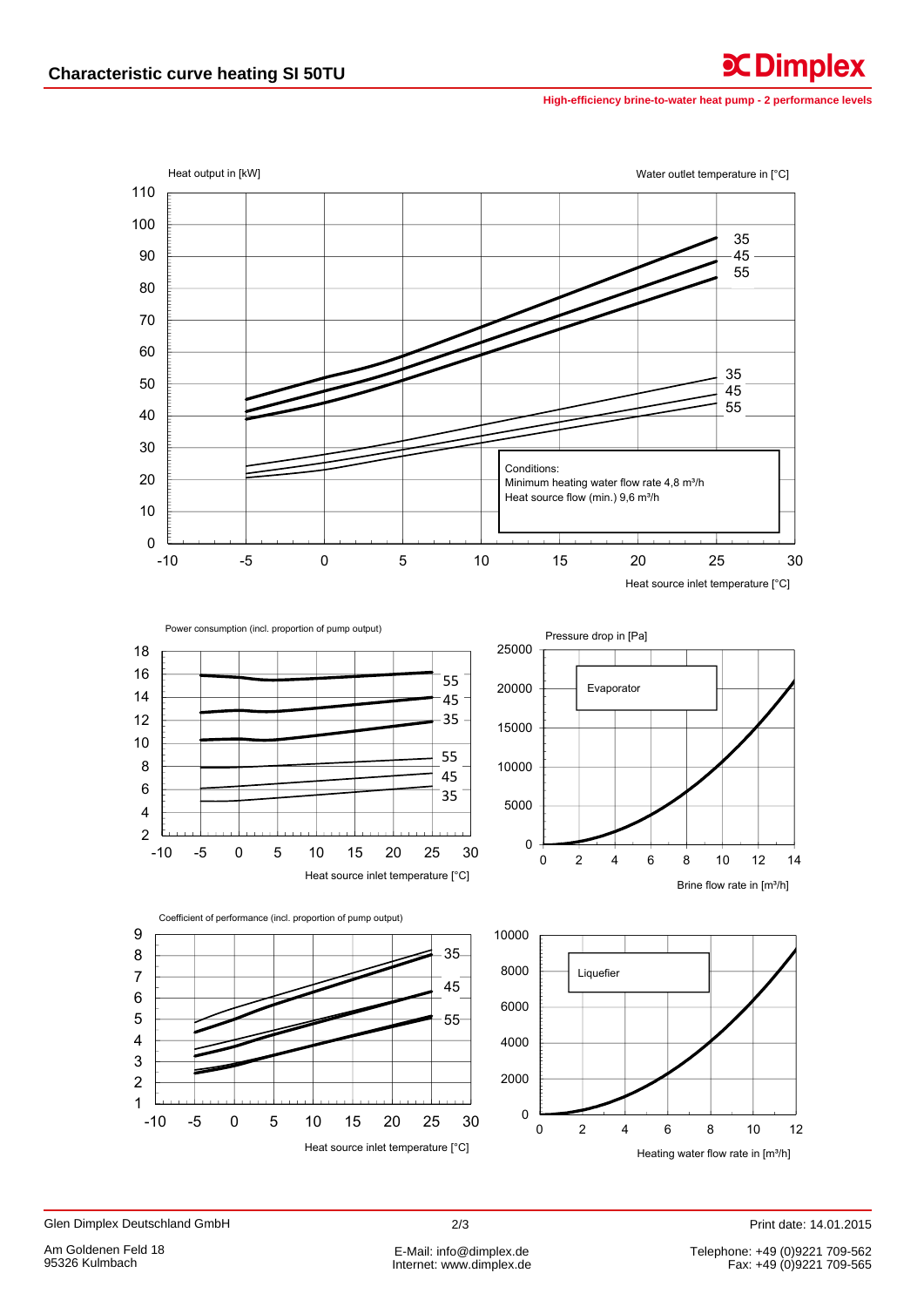# Characteristic curve heating SI 50TU

High-efficiency brine-to-water heat pump - 2 performance levels

Heat output in [kW]

Water outlet temperature in [°C]

Conditions:
Minimum heating water flow rate 4,8 m³/h
Heat source flow (min.) 9,6 m³/h

Heat source inlet temperature [°C]

Power consumption (incl. proportion of pump output)

Heat source inlet temperature [°C]

Pressure drop in [Pa]

Evaporator

Brine flow rate in [m³/h]

Coefficient of performance (incl. proportion of pump output)

Heat source inlet temperature [°C]

Liquefier

Heating water flow rate in [m³/h]

Glen Dimplex Deutschland GmbH
Am Goldenen Feld 18
95326 Kulmbach

E-Mail: info@dimplex.de
Internet: www.dimplex.de

Print date: 14.01.2015

Telephone: +49 (0)9221 709-562
Fax: +49 (0)9221 709-565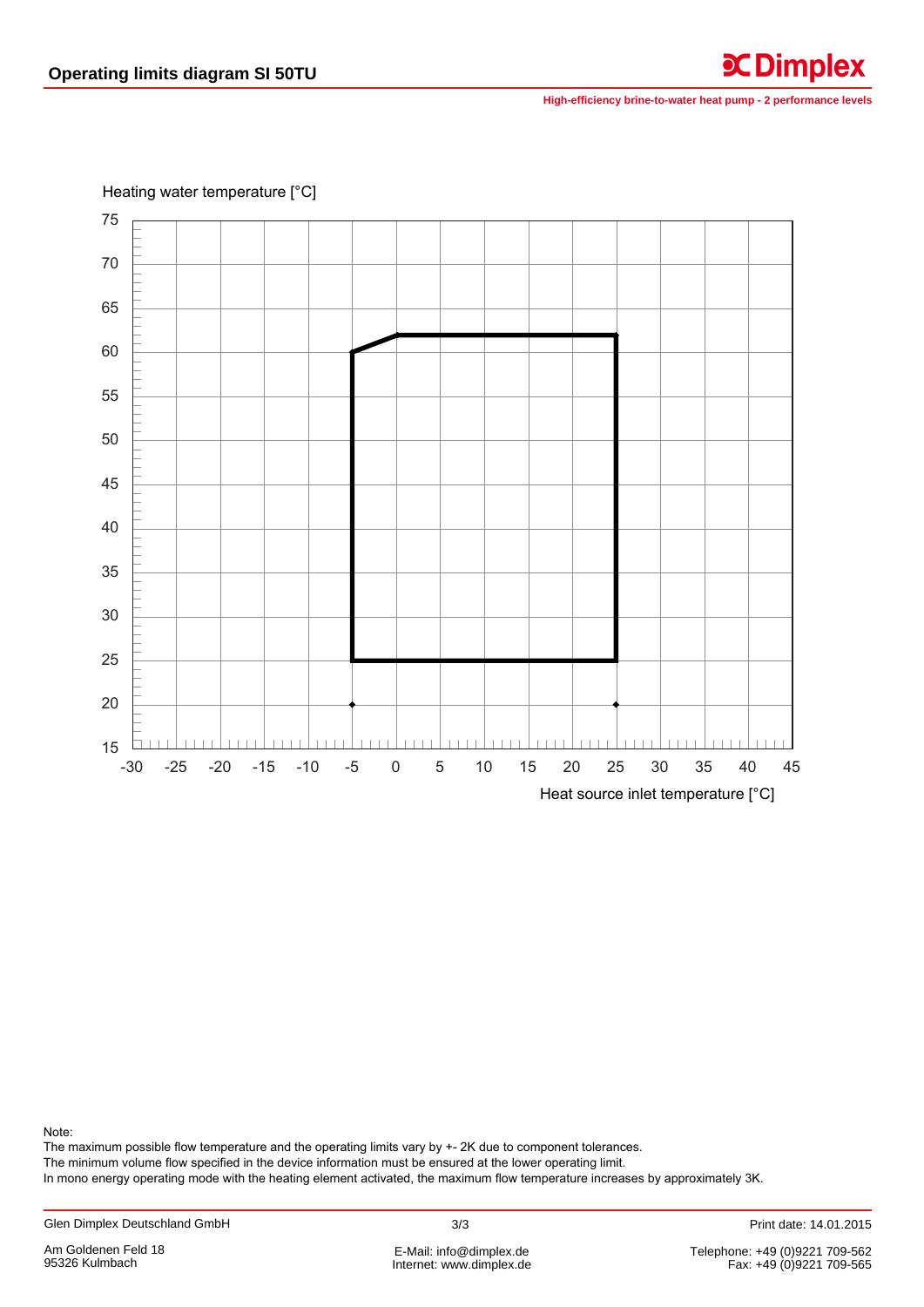# Operating limits diagram SI 50TU

High-efficiency brine-to-water heat pump - 2 performance levels

Heating water temperature [°C]

75
70
65
60
55
50
45
40
35
30
25
20
15

-30 -25 -20 -15 -10 -5 0 5 10 15 20 25 30 35 40 45

Heat source inlet temperature [°C]

Note:
The maximum possible flow temperature and the operating limits vary by +- 2K due to component tolerances.
The minimum volume flow specified in the device information must be ensured at the lower operating limit.
In mono energy operating mode with the heating element activated, the maximum flow temperature increases by approximately 3K.

Glen Dimplex Deutschland GmbH
Am Goldenen Feld 18
95326 Kulmbach

E-Mail: info@dimplex.de
Internet: www.dimplex.de

Print date: 14.01.2015
Telephone: +49 (0)9221 709-562
Fax: +49 (0)9221 709-565